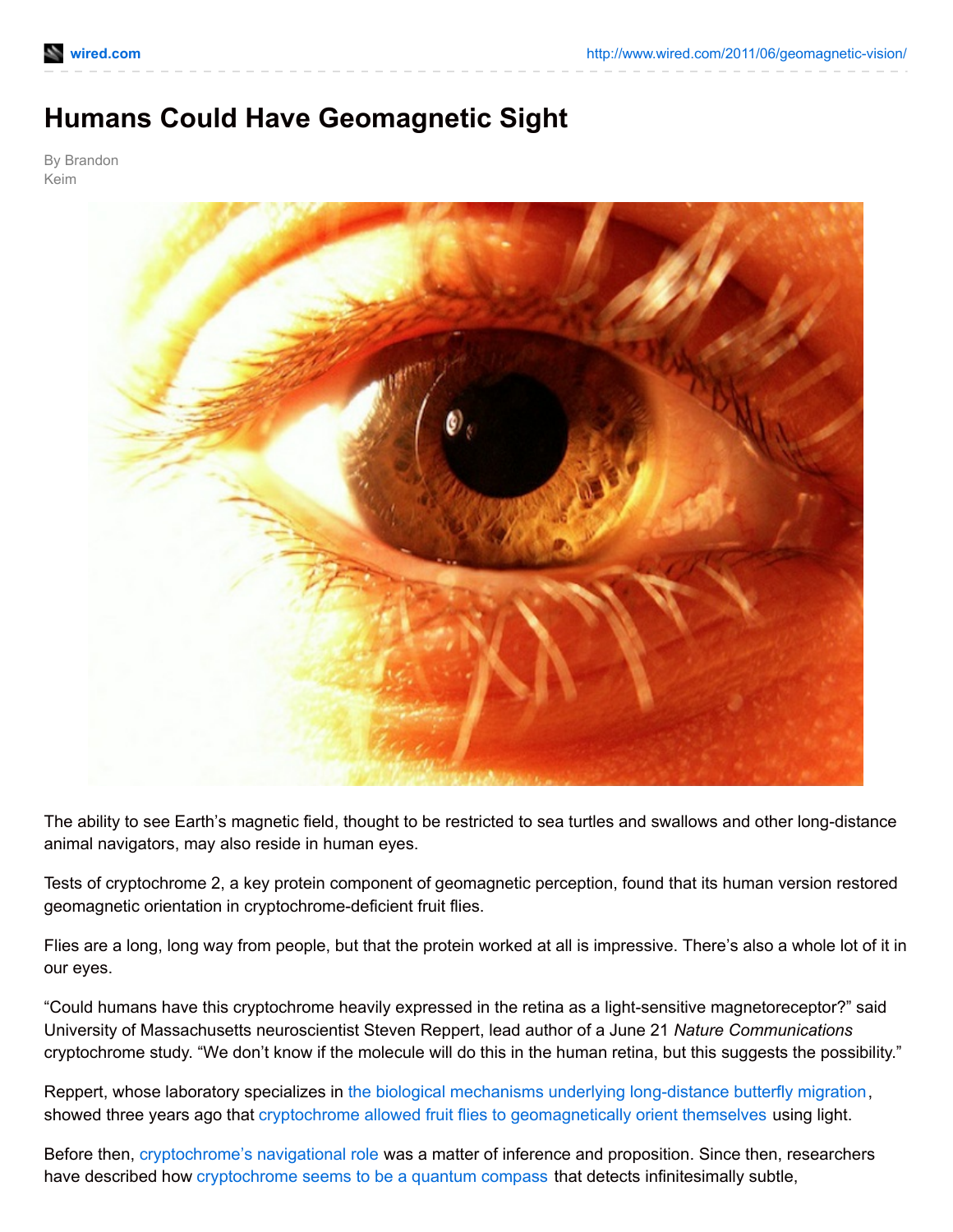# Humans Could Have Geomagnetic Sight

By Brandon Keim

The ability to see Earth's magnetic field, thought to be restricted to sea turtles and swallows and other long-distance animal navigators, may also reside in human eyes.

Tests of cryptochrome 2, a key protein component of geomagnetic perception, found that its human version restored geomagnetic orientation in cryptochrome-deficient fruit flies.

Flies are a long, long way from people, but that the protein worked at all is impressive. There's also a whole lot of it in our eyes.

"Could humans have this cryptochrome heavily expressed in the retina as a light-sensitive magnetoreceptor?" said University of Massachusetts neuroscientist Steven Reppert, lead author of a June 21 *Nature Communications* cryptochrome study. "We don't know if the molecule will do this in the human retina, but this suggests the possibility."

Reppert, whose laboratory specializes in the biological mechanisms underlying long-distance butterfly migration, showed three years ago that cryptochrome allowed fruit flies to geomagnetically orient themselves using light.

Before then, cryptochrome's navigational role was a matter of inference and proposition. Since then, researchers have described how cryptochrome seems to be a quantum compass that detects infinitesimally subtle,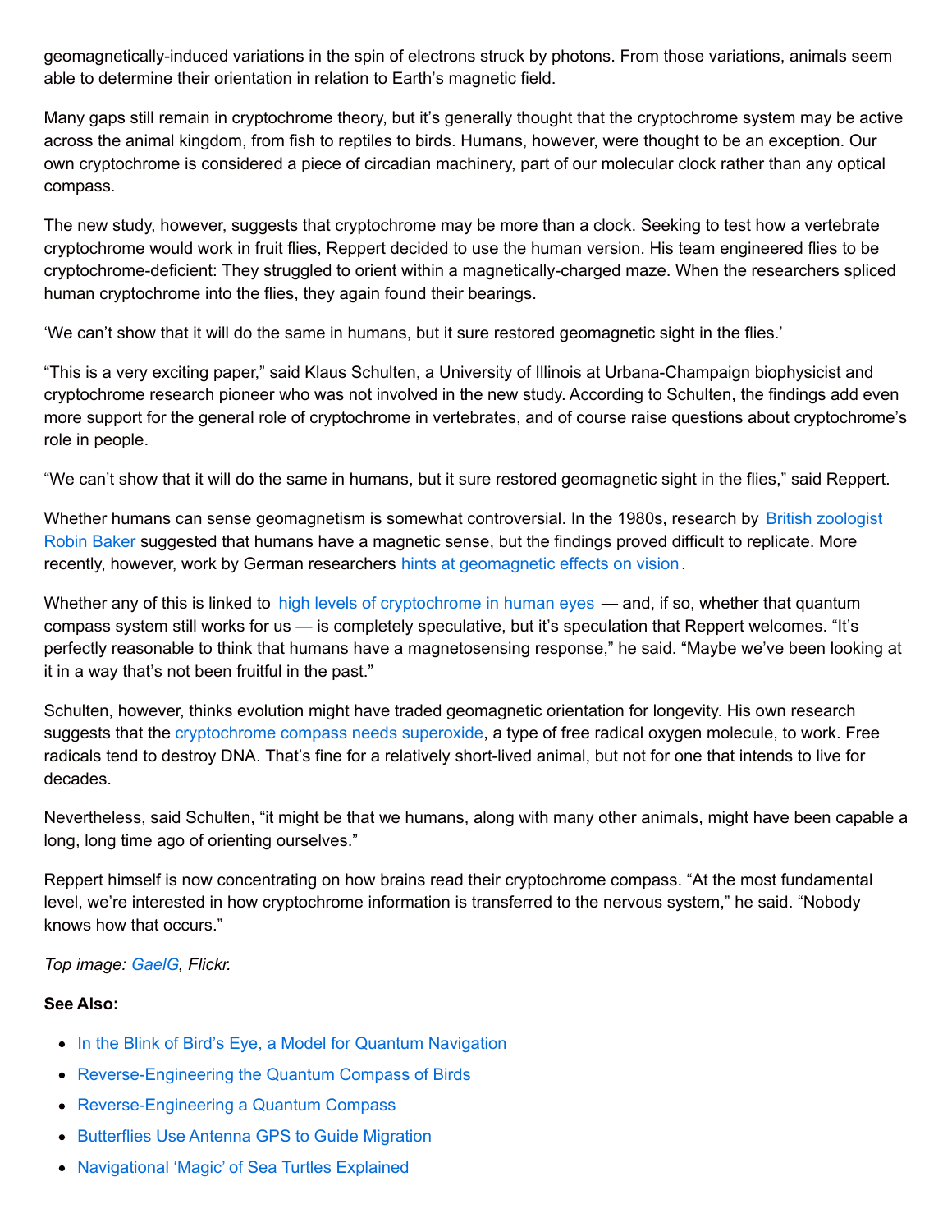geomagnetically-induced variations in the spin of electrons struck by photons. From those variations, animals seem able to determine their orientation in relation to Earth's magnetic field.

Many gaps still remain in cryptochrome theory, but it's generally thought that the cryptochrome system may be active across the animal kingdom, from fish to reptiles to birds. Humans, however, were thought to be an exception. Our own cryptochrome is considered a piece of circadian machinery, part of our molecular clock rather than any optical compass.

The new study, however, suggests that cryptochrome may be more than a clock. Seeking to test how a vertebrate cryptochrome would work in fruit flies, Reppert decided to use the human version. His team engineered flies to be cryptochrome-deficient: They struggled to orient within a magnetically-charged maze. When the researchers spliced human cryptochrome into the flies, they again found their bearings.

'We can't show that it will do the same in humans, but it sure restored geomagnetic sight in the flies.'

"This is a very exciting paper," said Klaus Schulten, a University of Illinois at Urbana-Champaign biophysicist and cryptochrome research pioneer who was not involved in the new study. According to Schulten, the findings add even more support for the general role of cryptochrome in vertebrates, and of course raise questions about cryptochrome's role in people.

"We can't show that it will do the same in humans, but it sure restored geomagnetic sight in the flies," said Reppert.

Whether humans can sense geomagnetism is somewhat controversial. In the 1980s, research by British zoologist Robin Baker suggested that humans have a magnetic sense, but the findings proved difficult to replicate. More recently, however, work by German researchers hints at geomagnetic effects on vision.

Whether any of this is linked to high levels of cryptochrome in human eyes — and, if so, whether that quantum compass system still works for us — is completely speculative, but it's speculation that Reppert welcomes. "It's perfectly reasonable to think that humans have a magnetosensing response," he said. "Maybe we've been looking at it in a way that's not been fruitful in the past."

Schulten, however, thinks evolution might have traded geomagnetic orientation for longevity. His own research suggests that the cryptochrome compass needs superoxide, a type of free radical oxygen molecule, to work. Free radicals tend to destroy DNA. That's fine for a relatively short-lived animal, but not for one that intends to live for decades.

Nevertheless, said Schulten, "it might be that we humans, along with many other animals, might have been capable a long, long time ago of orienting ourselves."

Reppert himself is now concentrating on how brains read their cryptochrome compass. "At the most fundamental level, we're interested in how cryptochrome information is transferred to the nervous system," he said. "Nobody knows how that occurs."

*Top image: GaelG, Flickr.*

**See Also:**

- In the Blink of Bird's Eye, a Model for Quantum Navigation
- Reverse-Engineering the Quantum Compass of Birds
- Reverse-Engineering a Quantum Compass
- Butterflies Use Antenna GPS to Guide Migration
- Navigational 'Magic' of Sea Turtles Explained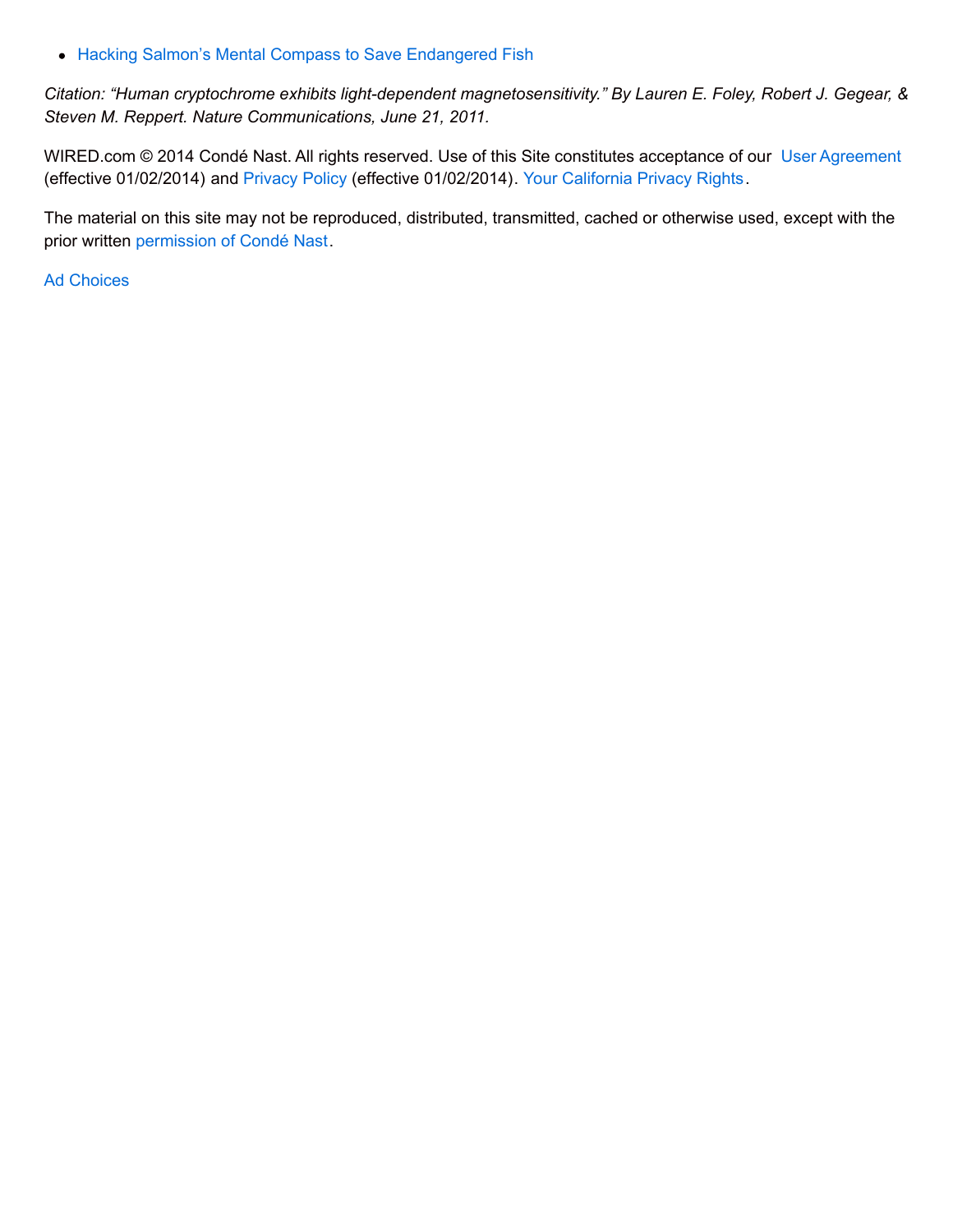- Hacking Salmon's Mental Compass to Save Endangered Fish

*Citation: "Human cryptochrome exhibits light-dependent magnetosensitivity." By Lauren E. Foley, Robert J. Gegear, & Steven M. Reppert. Nature Communications, June 21, 2011.*

WIRED.com © 2014 Condé Nast. All rights reserved. Use of this Site constitutes acceptance of our User Agreement (effective 01/02/2014) and Privacy Policy (effective 01/02/2014). Your California Privacy Rights.

The material on this site may not be reproduced, distributed, transmitted, cached or otherwise used, except with the prior written permission of Condé Nast.

Ad Choices